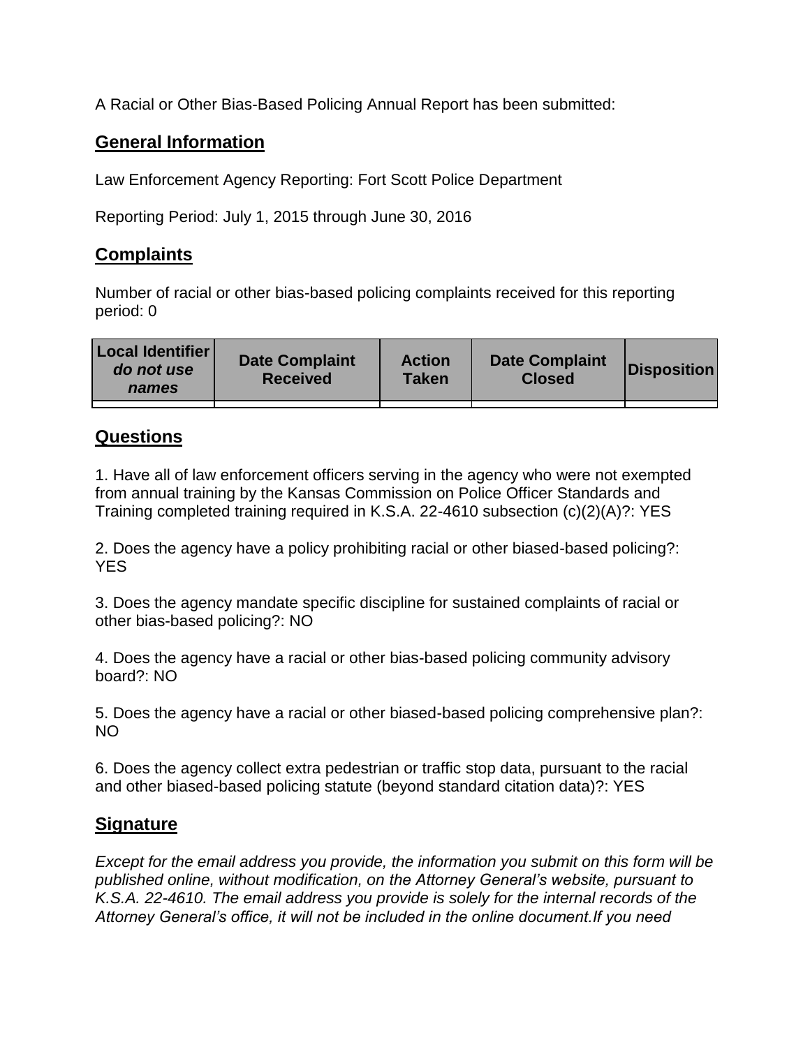A Racial or Other Bias-Based Policing Annual Report has been submitted:

## General Information

Law Enforcement Agency Reporting: Fort Scott Police Department

Reporting Period: July 1, 2015 through June 30, 2016

## Complaints

Number of racial or other bias-based policing complaints received for this reporting period: 0

| **Local Identifier** ***do not use names*** | **Date Complaint Received** | **Action Taken** | **Date Complaint Closed** | **Disposition** |
|---|---|---|---|---|
| | | | | |

## Questions

1. Have all of law enforcement officers serving in the agency who were not exempted from annual training by the Kansas Commission on Police Officer Standards and Training completed training required in K.S.A. 22-4610 subsection (c)(2)(A)?: YES

2. Does the agency have a policy prohibiting racial or other biased-based policing?: YES

3. Does the agency mandate specific discipline for sustained complaints of racial or other bias-based policing?: NO

4. Does the agency have a racial or other bias-based policing community advisory board?: NO

5. Does the agency have a racial or other biased-based policing comprehensive plan?: NO

6. Does the agency collect extra pedestrian or traffic stop data, pursuant to the racial and other biased-based policing statute (beyond standard citation data)?: YES

## Signature

*Except for the email address you provide, the information you submit on this form will be published online, without modification, on the Attorney General's website, pursuant to K.S.A. 22-4610. The email address you provide is solely for the internal records of the Attorney General's office, it will not be included in the online document.If you need*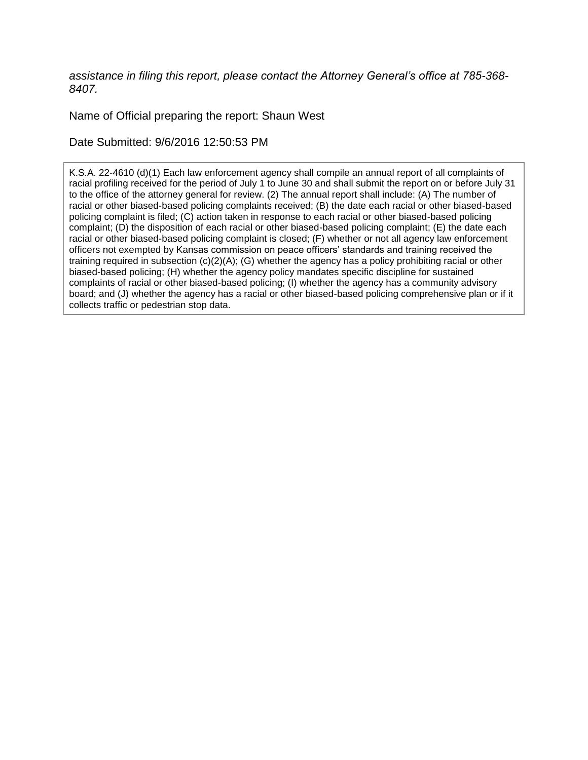*assistance in filing this report, please contact the Attorney General's office at 785-368-8407.*

Name of Official preparing the report: Shaun West

Date Submitted: 9/6/2016 12:50:53 PM

K.S.A. 22-4610 (d)(1) Each law enforcement agency shall compile an annual report of all complaints of racial profiling received for the period of July 1 to June 30 and shall submit the report on or before July 31 to the office of the attorney general for review. (2) The annual report shall include: (A) The number of racial or other biased-based policing complaints received; (B) the date each racial or other biased-based policing complaint is filed; (C) action taken in response to each racial or other biased-based policing complaint; (D) the disposition of each racial or other biased-based policing complaint; (E) the date each racial or other biased-based policing complaint is closed; (F) whether or not all agency law enforcement officers not exempted by Kansas commission on peace officers' standards and training received the training required in subsection (c)(2)(A); (G) whether the agency has a policy prohibiting racial or other biased-based policing; (H) whether the agency policy mandates specific discipline for sustained complaints of racial or other biased-based policing; (I) whether the agency has a community advisory board; and (J) whether the agency has a racial or other biased-based policing comprehensive plan or if it collects traffic or pedestrian stop data.